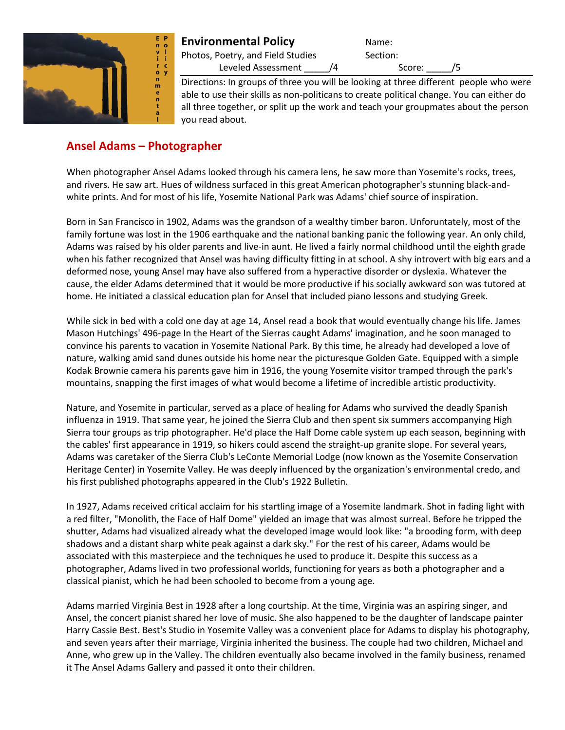# Environmental Policy

Photos, Poetry, and Field Studies

Leveled Assessment _____/4

Name:

Section:

Score: _____/5

Directions: In groups of three you will be looking at three different people who were able to use their skills as non-politicans to create political change. You can either do all three together, or split up the work and teach your groupmates about the person you read about.

## Ansel Adams – Photographer

When photographer Ansel Adams looked through his camera lens, he saw more than Yosemite's rocks, trees, and rivers. He saw art. Hues of wildness surfaced in this great American photographer's stunning black-and-white prints. And for most of his life, Yosemite National Park was Adams' chief source of inspiration.

Born in San Francisco in 1902, Adams was the grandson of a wealthy timber baron. Unforuntately, most of the family fortune was lost in the 1906 earthquake and the national banking panic the following year. An only child, Adams was raised by his older parents and live-in aunt. He lived a fairly normal childhood until the eighth grade when his father recognized that Ansel was having difficulty fitting in at school. A shy introvert with big ears and a deformed nose, young Ansel may have also suffered from a hyperactive disorder or dyslexia. Whatever the cause, the elder Adams determined that it would be more productive if his socially awkward son was tutored at home. He initiated a classical education plan for Ansel that included piano lessons and studying Greek.

While sick in bed with a cold one day at age 14, Ansel read a book that would eventually change his life. James Mason Hutchings' 496-page In the Heart of the Sierras caught Adams' imagination, and he soon managed to convince his parents to vacation in Yosemite National Park. By this time, he already had developed a love of nature, walking amid sand dunes outside his home near the picturesque Golden Gate. Equipped with a simple Kodak Brownie camera his parents gave him in 1916, the young Yosemite visitor tramped through the park's mountains, snapping the first images of what would become a lifetime of incredible artistic productivity.

Nature, and Yosemite in particular, served as a place of healing for Adams who survived the deadly Spanish influenza in 1919. That same year, he joined the Sierra Club and then spent six summers accompanying High Sierra tour groups as trip photographer. He'd place the Half Dome cable system up each season, beginning with the cables' first appearance in 1919, so hikers could ascend the straight-up granite slope. For several years, Adams was caretaker of the Sierra Club's LeConte Memorial Lodge (now known as the Yosemite Conservation Heritage Center) in Yosemite Valley. He was deeply influenced by the organization's environmental credo, and his first published photographs appeared in the Club's 1922 Bulletin.

In 1927, Adams received critical acclaim for his startling image of a Yosemite landmark. Shot in fading light with a red filter, "Monolith, the Face of Half Dome" yielded an image that was almost surreal. Before he tripped the shutter, Adams had visualized already what the developed image would look like: "a brooding form, with deep shadows and a distant sharp white peak against a dark sky." For the rest of his career, Adams would be associated with this masterpiece and the techniques he used to produce it. Despite this success as a photographer, Adams lived in two professional worlds, functioning for years as both a photographer and a classical pianist, which he had been schooled to become from a young age.

Adams married Virginia Best in 1928 after a long courtship. At the time, Virginia was an aspiring singer, and Ansel, the concert pianist shared her love of music. She also happened to be the daughter of landscape painter Harry Cassie Best. Best's Studio in Yosemite Valley was a convenient place for Adams to display his photography, and seven years after their marriage, Virginia inherited the business. The couple had two children, Michael and Anne, who grew up in the Valley. The children eventually also became involved in the family business, renamed it The Ansel Adams Gallery and passed it onto their children.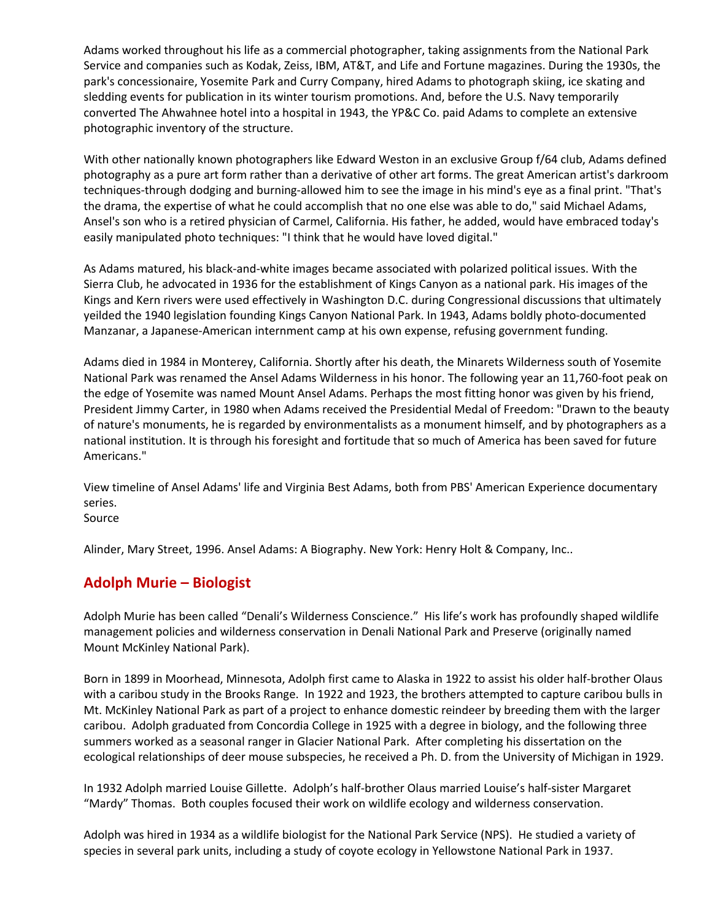Adams worked throughout his life as a commercial photographer, taking assignments from the National Park Service and companies such as Kodak, Zeiss, IBM, AT&T, and Life and Fortune magazines. During the 1930s, the park's concessionaire, Yosemite Park and Curry Company, hired Adams to photograph skiing, ice skating and sledding events for publication in its winter tourism promotions. And, before the U.S. Navy temporarily converted The Ahwahnee hotel into a hospital in 1943, the YP&C Co. paid Adams to complete an extensive photographic inventory of the structure.

With other nationally known photographers like Edward Weston in an exclusive Group f/64 club, Adams defined photography as a pure art form rather than a derivative of other art forms. The great American artist's darkroom techniques-through dodging and burning-allowed him to see the image in his mind's eye as a final print. "That's the drama, the expertise of what he could accomplish that no one else was able to do," said Michael Adams, Ansel's son who is a retired physician of Carmel, California. His father, he added, would have embraced today's easily manipulated photo techniques: "I think that he would have loved digital."

As Adams matured, his black-and-white images became associated with polarized political issues. With the Sierra Club, he advocated in 1936 for the establishment of Kings Canyon as a national park. His images of the Kings and Kern rivers were used effectively in Washington D.C. during Congressional discussions that ultimately yeilded the 1940 legislation founding Kings Canyon National Park. In 1943, Adams boldly photo-documented Manzanar, a Japanese-American internment camp at his own expense, refusing government funding.

Adams died in 1984 in Monterey, California. Shortly after his death, the Minarets Wilderness south of Yosemite National Park was renamed the Ansel Adams Wilderness in his honor. The following year an 11,760-foot peak on the edge of Yosemite was named Mount Ansel Adams. Perhaps the most fitting honor was given by his friend, President Jimmy Carter, in 1980 when Adams received the Presidential Medal of Freedom: "Drawn to the beauty of nature's monuments, he is regarded by environmentalists as a monument himself, and by photographers as a national institution. It is through his foresight and fortitude that so much of America has been saved for future Americans."

View timeline of Ansel Adams' life and Virginia Best Adams, both from PBS' American Experience documentary series.
Source

Alinder, Mary Street, 1996. Ansel Adams: A Biography. New York: Henry Holt & Company, Inc..

## Adolph Murie – Biologist

Adolph Murie has been called "Denali's Wilderness Conscience." His life's work has profoundly shaped wildlife management policies and wilderness conservation in Denali National Park and Preserve (originally named Mount McKinley National Park).

Born in 1899 in Moorhead, Minnesota, Adolph first came to Alaska in 1922 to assist his older half-brother Olaus with a caribou study in the Brooks Range. In 1922 and 1923, the brothers attempted to capture caribou bulls in Mt. McKinley National Park as part of a project to enhance domestic reindeer by breeding them with the larger caribou. Adolph graduated from Concordia College in 1925 with a degree in biology, and the following three summers worked as a seasonal ranger in Glacier National Park. After completing his dissertation on the ecological relationships of deer mouse subspecies, he received a Ph. D. from the University of Michigan in 1929.

In 1932 Adolph married Louise Gillette. Adolph's half-brother Olaus married Louise's half-sister Margaret "Mardy" Thomas. Both couples focused their work on wildlife ecology and wilderness conservation.

Adolph was hired in 1934 as a wildlife biologist for the National Park Service (NPS). He studied a variety of species in several park units, including a study of coyote ecology in Yellowstone National Park in 1937.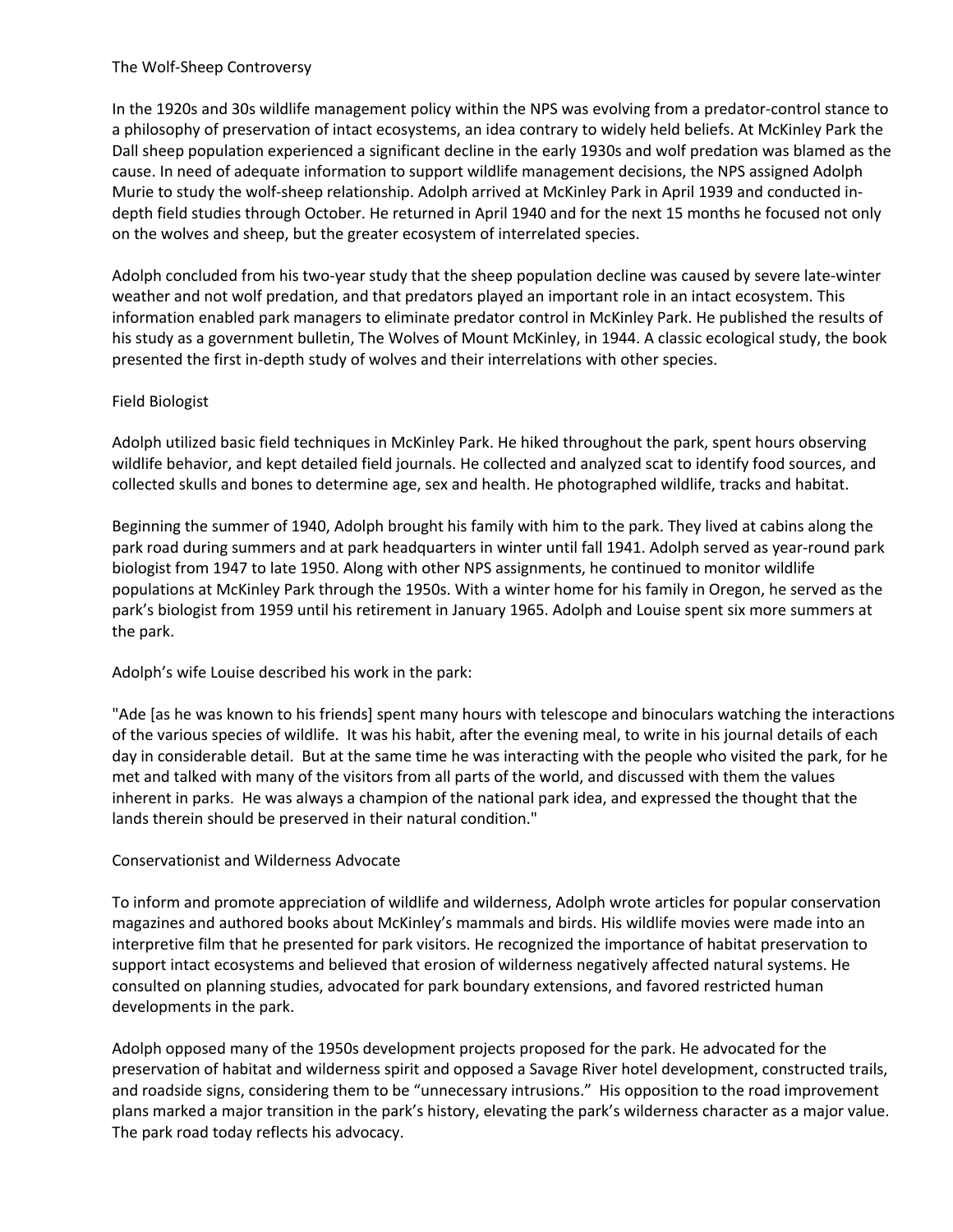## The Wolf-Sheep Controversy

In the 1920s and 30s wildlife management policy within the NPS was evolving from a predator-control stance to a philosophy of preservation of intact ecosystems, an idea contrary to widely held beliefs. At McKinley Park the Dall sheep population experienced a significant decline in the early 1930s and wolf predation was blamed as the cause. In need of adequate information to support wildlife management decisions, the NPS assigned Adolph Murie to study the wolf-sheep relationship. Adolph arrived at McKinley Park in April 1939 and conducted in-depth field studies through October. He returned in April 1940 and for the next 15 months he focused not only on the wolves and sheep, but the greater ecosystem of interrelated species.

Adolph concluded from his two-year study that the sheep population decline was caused by severe late-winter weather and not wolf predation, and that predators played an important role in an intact ecosystem. This information enabled park managers to eliminate predator control in McKinley Park. He published the results of his study as a government bulletin, The Wolves of Mount McKinley, in 1944. A classic ecological study, the book presented the first in-depth study of wolves and their interrelations with other species.

## Field Biologist

Adolph utilized basic field techniques in McKinley Park. He hiked throughout the park, spent hours observing wildlife behavior, and kept detailed field journals. He collected and analyzed scat to identify food sources, and collected skulls and bones to determine age, sex and health. He photographed wildlife, tracks and habitat.

Beginning the summer of 1940, Adolph brought his family with him to the park. They lived at cabins along the park road during summers and at park headquarters in winter until fall 1941. Adolph served as year-round park biologist from 1947 to late 1950. Along with other NPS assignments, he continued to monitor wildlife populations at McKinley Park through the 1950s. With a winter home for his family in Oregon, he served as the park's biologist from 1959 until his retirement in January 1965. Adolph and Louise spent six more summers at the park.

Adolph's wife Louise described his work in the park:

"Ade [as he was known to his friends] spent many hours with telescope and binoculars watching the interactions of the various species of wildlife. It was his habit, after the evening meal, to write in his journal details of each day in considerable detail. But at the same time he was interacting with the people who visited the park, for he met and talked with many of the visitors from all parts of the world, and discussed with them the values inherent in parks. He was always a champion of the national park idea, and expressed the thought that the lands therein should be preserved in their natural condition."

## Conservationist and Wilderness Advocate

To inform and promote appreciation of wildlife and wilderness, Adolph wrote articles for popular conservation magazines and authored books about McKinley's mammals and birds. His wildlife movies were made into an interpretive film that he presented for park visitors. He recognized the importance of habitat preservation to support intact ecosystems and believed that erosion of wilderness negatively affected natural systems. He consulted on planning studies, advocated for park boundary extensions, and favored restricted human developments in the park.

Adolph opposed many of the 1950s development projects proposed for the park. He advocated for the preservation of habitat and wilderness spirit and opposed a Savage River hotel development, constructed trails, and roadside signs, considering them to be "unnecessary intrusions." His opposition to the road improvement plans marked a major transition in the park's history, elevating the park's wilderness character as a major value. The park road today reflects his advocacy.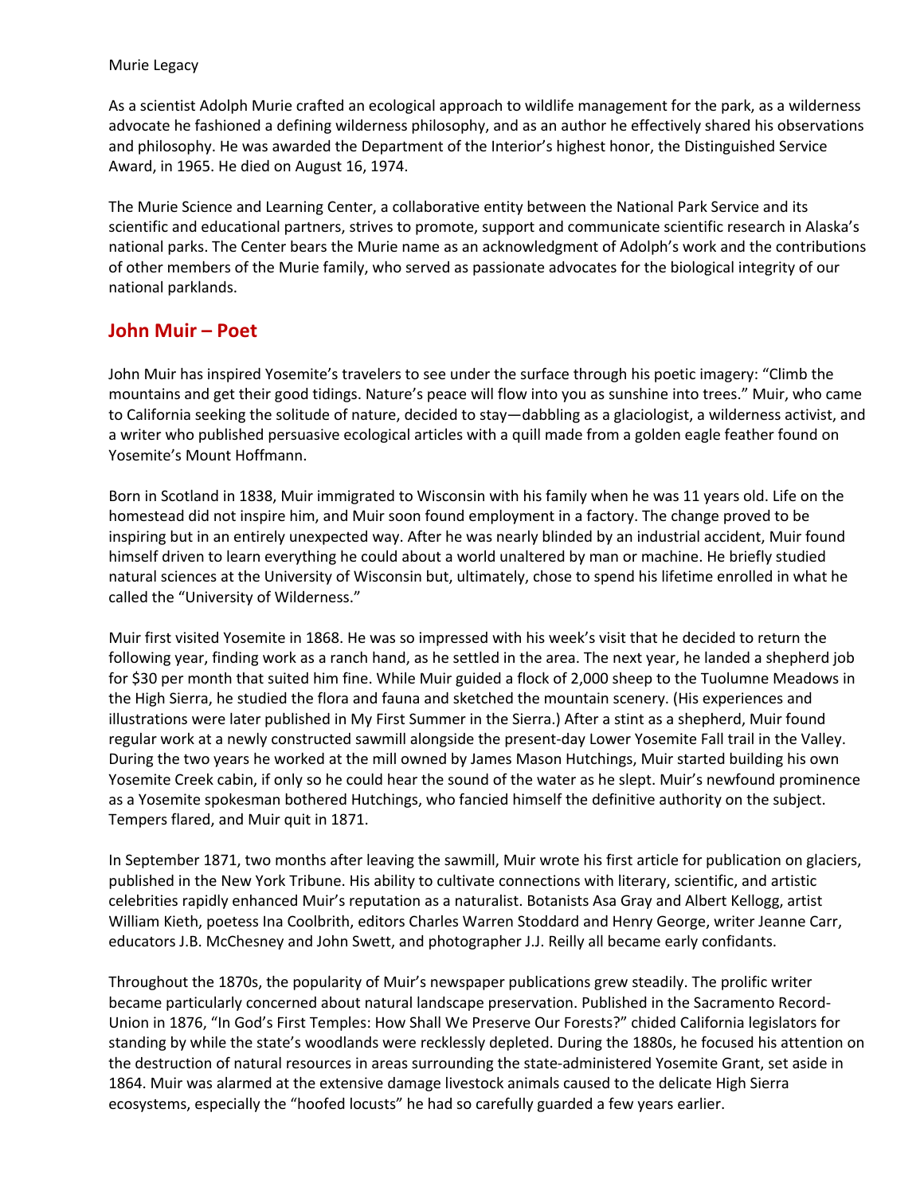Murie Legacy

As a scientist Adolph Murie crafted an ecological approach to wildlife management for the park, as a wilderness advocate he fashioned a defining wilderness philosophy, and as an author he effectively shared his observations and philosophy. He was awarded the Department of the Interior's highest honor, the Distinguished Service Award, in 1965. He died on August 16, 1974.

The Murie Science and Learning Center, a collaborative entity between the National Park Service and its scientific and educational partners, strives to promote, support and communicate scientific research in Alaska's national parks. The Center bears the Murie name as an acknowledgment of Adolph's work and the contributions of other members of the Murie family, who served as passionate advocates for the biological integrity of our national parklands.

## John Muir – Poet

John Muir has inspired Yosemite's travelers to see under the surface through his poetic imagery: "Climb the mountains and get their good tidings. Nature's peace will flow into you as sunshine into trees." Muir, who came to California seeking the solitude of nature, decided to stay—dabbling as a glaciologist, a wilderness activist, and a writer who published persuasive ecological articles with a quill made from a golden eagle feather found on Yosemite's Mount Hoffmann.

Born in Scotland in 1838, Muir immigrated to Wisconsin with his family when he was 11 years old. Life on the homestead did not inspire him, and Muir soon found employment in a factory. The change proved to be inspiring but in an entirely unexpected way. After he was nearly blinded by an industrial accident, Muir found himself driven to learn everything he could about a world unaltered by man or machine. He briefly studied natural sciences at the University of Wisconsin but, ultimately, chose to spend his lifetime enrolled in what he called the "University of Wilderness."

Muir first visited Yosemite in 1868. He was so impressed with his week's visit that he decided to return the following year, finding work as a ranch hand, as he settled in the area. The next year, he landed a shepherd job for $30 per month that suited him fine. While Muir guided a flock of 2,000 sheep to the Tuolumne Meadows in the High Sierra, he studied the flora and fauna and sketched the mountain scenery. (His experiences and illustrations were later published in My First Summer in the Sierra.) After a stint as a shepherd, Muir found regular work at a newly constructed sawmill alongside the present-day Lower Yosemite Fall trail in the Valley. During the two years he worked at the mill owned by James Mason Hutchings, Muir started building his own Yosemite Creek cabin, if only so he could hear the sound of the water as he slept. Muir's newfound prominence as a Yosemite spokesman bothered Hutchings, who fancied himself the definitive authority on the subject. Tempers flared, and Muir quit in 1871.

In September 1871, two months after leaving the sawmill, Muir wrote his first article for publication on glaciers, published in the New York Tribune. His ability to cultivate connections with literary, scientific, and artistic celebrities rapidly enhanced Muir's reputation as a naturalist. Botanists Asa Gray and Albert Kellogg, artist William Kieth, poetess Ina Coolbrith, editors Charles Warren Stoddard and Henry George, writer Jeanne Carr, educators J.B. McChesney and John Swett, and photographer J.J. Reilly all became early confidants.

Throughout the 1870s, the popularity of Muir's newspaper publications grew steadily. The prolific writer became particularly concerned about natural landscape preservation. Published in the Sacramento Record-Union in 1876, "In God's First Temples: How Shall We Preserve Our Forests?" chided California legislators for standing by while the state's woodlands were recklessly depleted. During the 1880s, he focused his attention on the destruction of natural resources in areas surrounding the state-administered Yosemite Grant, set aside in 1864. Muir was alarmed at the extensive damage livestock animals caused to the delicate High Sierra ecosystems, especially the "hoofed locusts" he had so carefully guarded a few years earlier.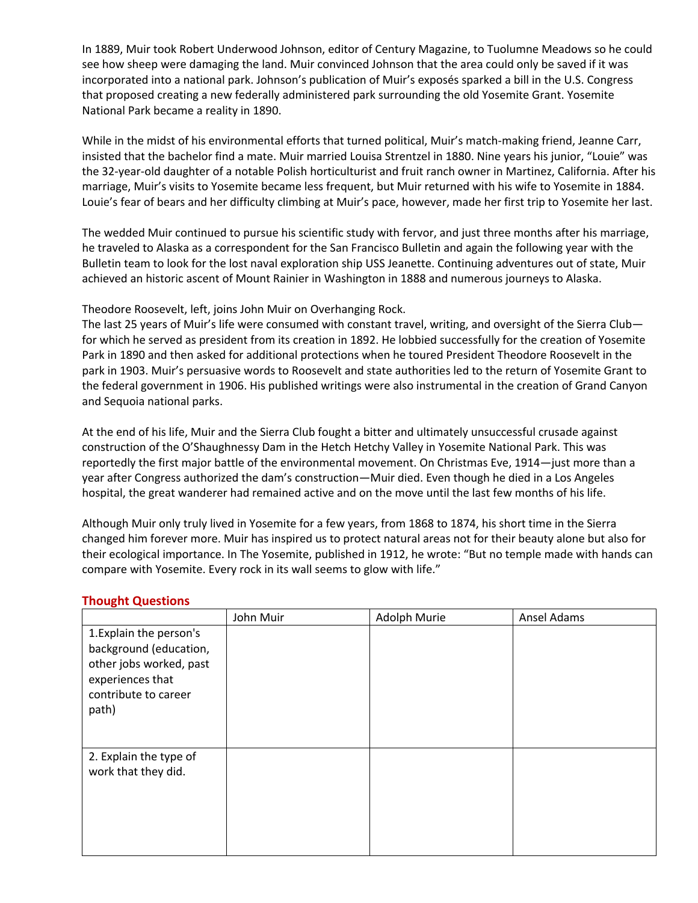In 1889, Muir took Robert Underwood Johnson, editor of Century Magazine, to Tuolumne Meadows so he could see how sheep were damaging the land. Muir convinced Johnson that the area could only be saved if it was incorporated into a national park. Johnson's publication of Muir's exposés sparked a bill in the U.S. Congress that proposed creating a new federally administered park surrounding the old Yosemite Grant. Yosemite National Park became a reality in 1890.

While in the midst of his environmental efforts that turned political, Muir's match-making friend, Jeanne Carr, insisted that the bachelor find a mate. Muir married Louisa Strentzel in 1880. Nine years his junior, "Louie" was the 32-year-old daughter of a notable Polish horticulturist and fruit ranch owner in Martinez, California. After his marriage, Muir's visits to Yosemite became less frequent, but Muir returned with his wife to Yosemite in 1884. Louie's fear of bears and her difficulty climbing at Muir's pace, however, made her first trip to Yosemite her last.

The wedded Muir continued to pursue his scientific study with fervor, and just three months after his marriage, he traveled to Alaska as a correspondent for the San Francisco Bulletin and again the following year with the Bulletin team to look for the lost naval exploration ship USS Jeanette. Continuing adventures out of state, Muir achieved an historic ascent of Mount Rainier in Washington in 1888 and numerous journeys to Alaska.

Theodore Roosevelt, left, joins John Muir on Overhanging Rock.

The last 25 years of Muir's life were consumed with constant travel, writing, and oversight of the Sierra Club—for which he served as president from its creation in 1892. He lobbied successfully for the creation of Yosemite Park in 1890 and then asked for additional protections when he toured President Theodore Roosevelt in the park in 1903. Muir's persuasive words to Roosevelt and state authorities led to the return of Yosemite Grant to the federal government in 1906. His published writings were also instrumental in the creation of Grand Canyon and Sequoia national parks.

At the end of his life, Muir and the Sierra Club fought a bitter and ultimately unsuccessful crusade against construction of the O'Shaughnessy Dam in the Hetch Hetchy Valley in Yosemite National Park. This was reportedly the first major battle of the environmental movement. On Christmas Eve, 1914—just more than a year after Congress authorized the dam's construction—Muir died. Even though he died in a Los Angeles hospital, the great wanderer had remained active and on the move until the last few months of his life.

Although Muir only truly lived in Yosemite for a few years, from 1868 to 1874, his short time in the Sierra changed him forever more. Muir has inspired us to protect natural areas not for their beauty alone but also for their ecological importance. In The Yosemite, published in 1912, he wrote: "But no temple made with hands can compare with Yosemite. Every rock in its wall seems to glow with life."

## Thought Questions

| | John Muir | Adolph Murie | Ansel Adams |
|---|---|---|---|
| 1.Explain the person's background (education, other jobs worked, past experiences that contribute to career path) | | | |
| 2. Explain the type of work that they did. | | | |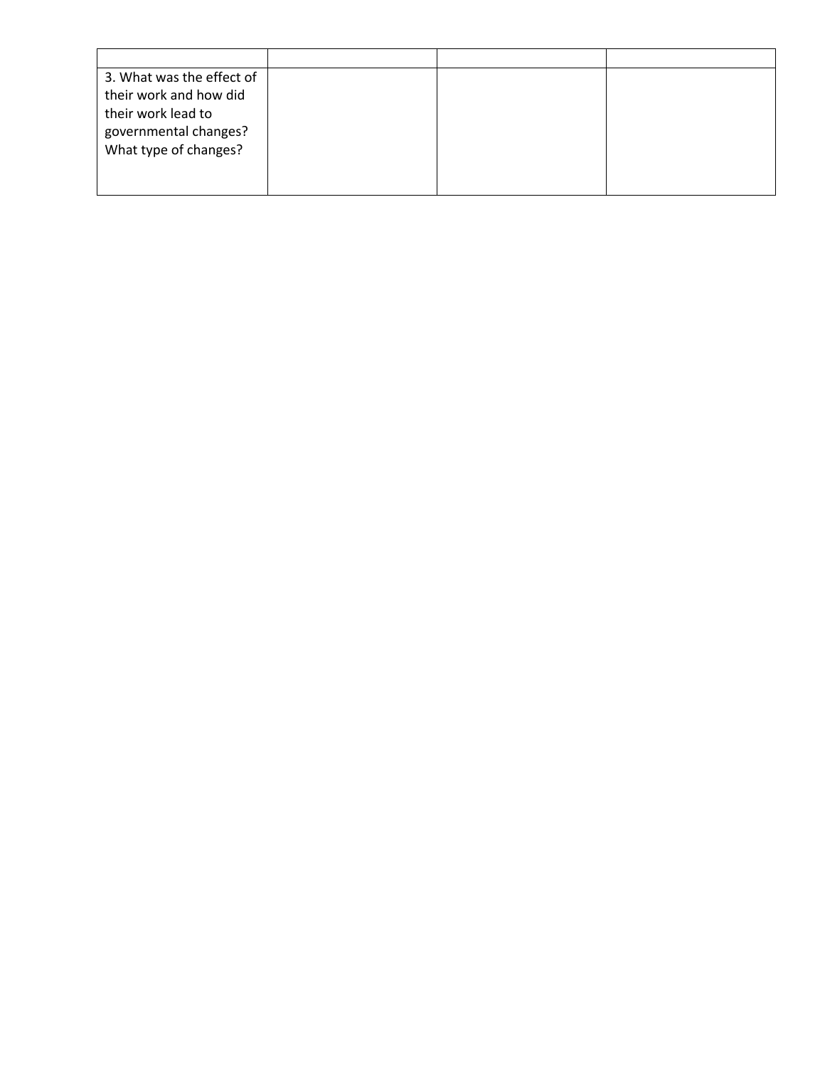| | | | |
|---|---|---|---|
| 3. What was the effect of their work and how did their work lead to governmental changes? What type of changes? | | | |